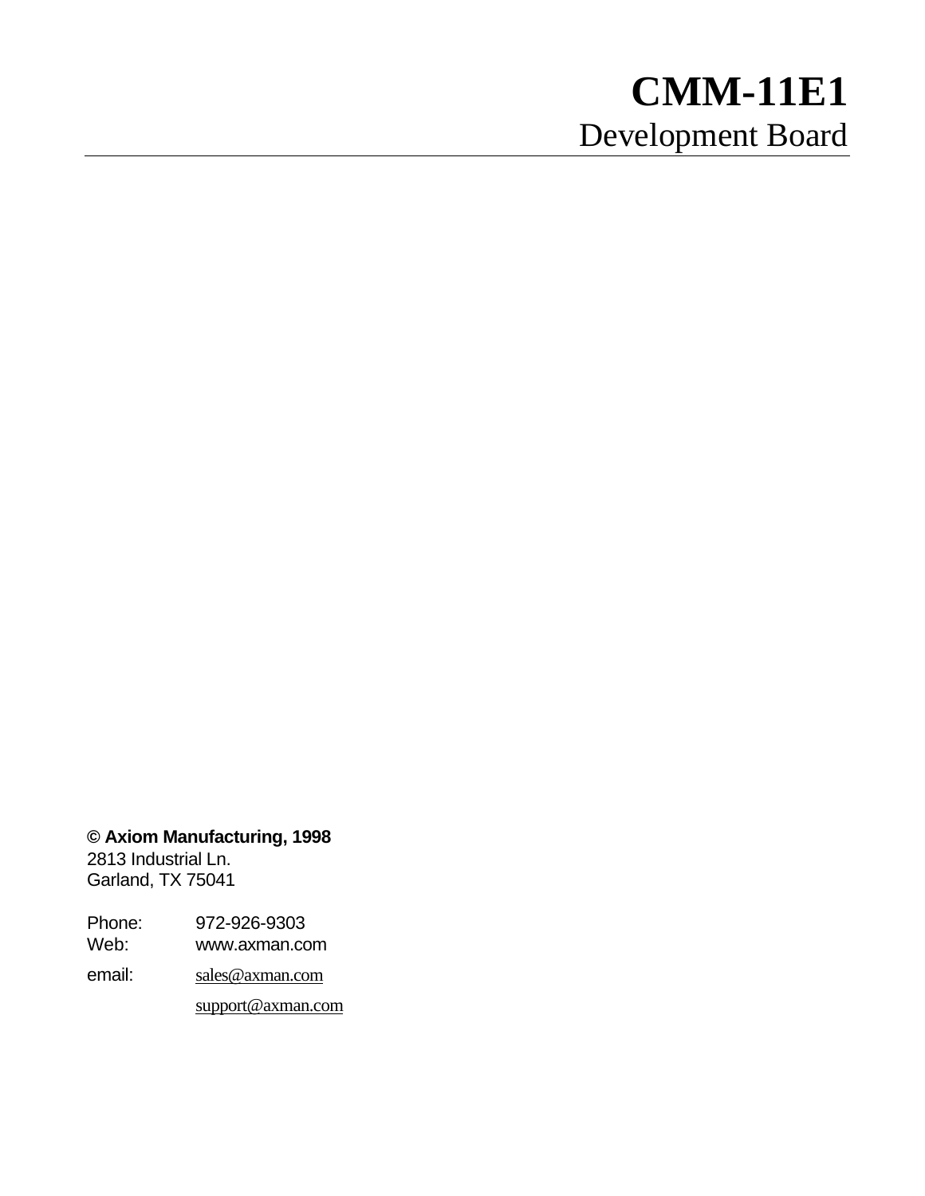# CMM-11E1

## Development Board

**© Axiom Manufacturing, 1998**
2813 Industrial Ln.
Garland, TX 75041

Phone: 972-926-9303
Web: www.axman.com
email: sales@axman.com
support@axman.com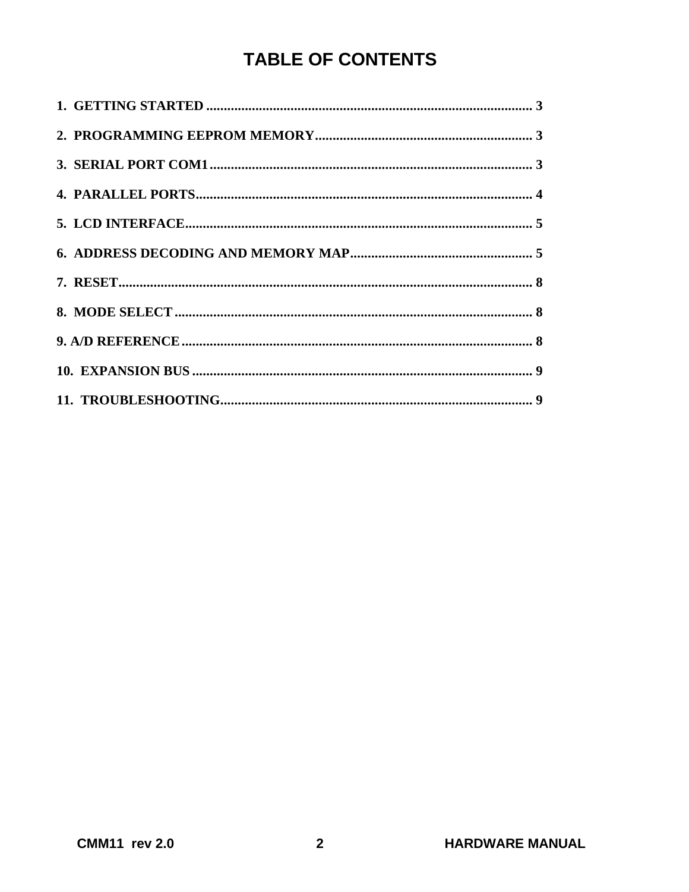# TABLE OF CONTENTS

1. GETTING STARTED ............................................................................................ 3

2. PROGRAMMING EEPROM MEMORY............................................................. 3

3. SERIAL PORT COM1........................................................................................... 3

4. PARALLEL PORTS................................................................................................ 4

5. LCD INTERFACE................................................................................................... 5

6. ADDRESS DECODING AND MEMORY MAP.................................................... 5

7. RESET..................................................................................................................... 8

8. MODE SELECT ...................................................................................................... 8

9. A/D REFERENCE.................................................................................................... 8

10. EXPANSION BUS ................................................................................................. 9

11. TROUBLESHOOTING.......................................................................................... 9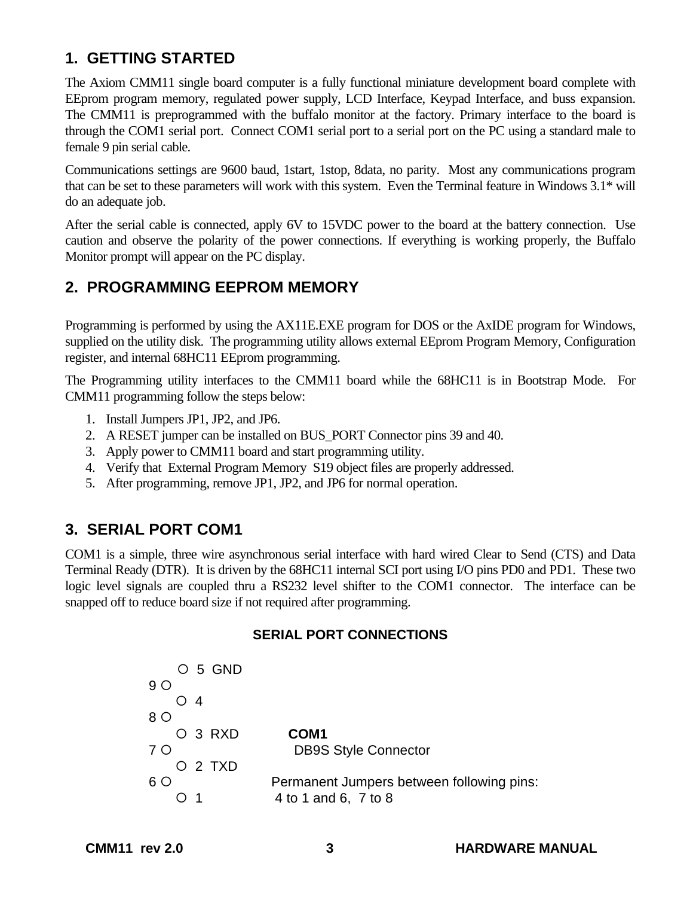## 1. GETTING STARTED

The Axiom CMM11 single board computer is a fully functional miniature development board complete with EEprom program memory, regulated power supply, LCD Interface, Keypad Interface, and buss expansion. The CMM11 is preprogrammed with the buffalo monitor at the factory. Primary interface to the board is through the COM1 serial port. Connect COM1 serial port to a serial port on the PC using a standard male to female 9 pin serial cable.

Communications settings are 9600 baud, 1start, 1stop, 8data, no parity. Most any communications program that can be set to these parameters will work with this system. Even the Terminal feature in Windows 3.1* will do an adequate job.

After the serial cable is connected, apply 6V to 15VDC power to the board at the battery connection. Use caution and observe the polarity of the power connections. If everything is working properly, the Buffalo Monitor prompt will appear on the PC display.

## 2. PROGRAMMING EEPROM MEMORY

Programming is performed by using the AX11E.EXE program for DOS or the AxIDE program for Windows, supplied on the utility disk. The programming utility allows external EEprom Program Memory, Configuration register, and internal 68HC11 EEprom programming.

The Programming utility interfaces to the CMM11 board while the 68HC11 is in Bootstrap Mode. For CMM11 programming follow the steps below:

1. Install Jumpers JP1, JP2, and JP6.
2. A RESET jumper can be installed on BUS_PORT Connector pins 39 and 40.
3. Apply power to CMM11 board and start programming utility.
4. Verify that External Program Memory S19 object files are properly addressed.
5. After programming, remove JP1, JP2, and JP6 for normal operation.

## 3. SERIAL PORT COM1

COM1 is a simple, three wire asynchronous serial interface with hard wired Clear to Send (CTS) and Data Terminal Ready (DTR). It is driven by the 68HC11 internal SCI port using I/O pins PD0 and PD1. These two logic level signals are coupled thru a RS232 level shifter to the COM1 connector. The interface can be snapped off to reduce board size if not required after programming.

### SERIAL PORT CONNECTIONS

```
      O  5  GND
9 O
      O  4
8 O
      O  3  RXD          COM1
7 O                       DB9S Style Connector
      O  2  TXD
6 O                     Permanent Jumpers between following pins:
      O  1               4 to 1 and 6,  7 to 8
```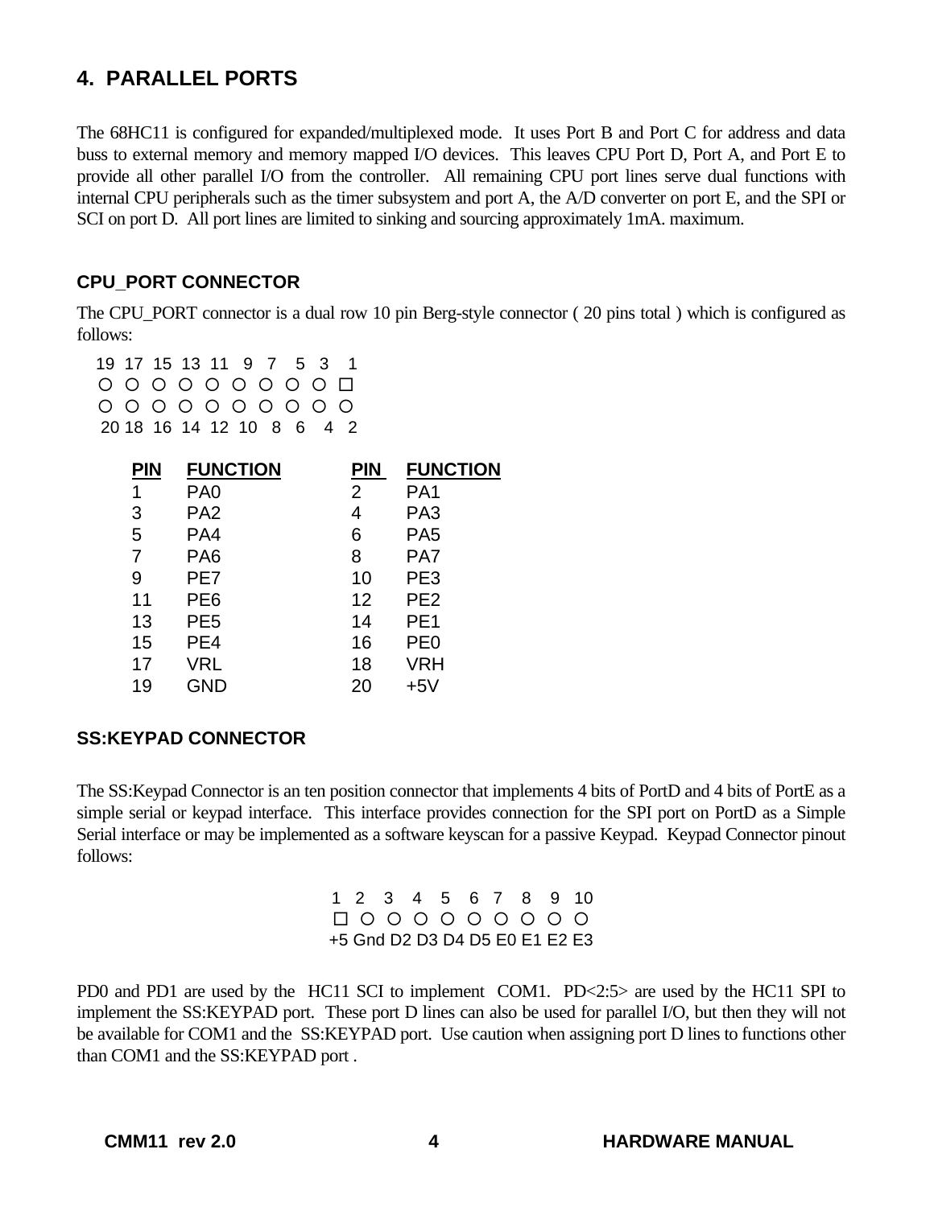## 4. PARALLEL PORTS

The 68HC11 is configured for expanded/multiplexed mode. It uses Port B and Port C for address and data buss to external memory and memory mapped I/O devices. This leaves CPU Port D, Port A, and Port E to provide all other parallel I/O from the controller. All remaining CPU port lines serve dual functions with internal CPU peripherals such as the timer subsystem and port A, the A/D converter on port E, and the SPI or SCI on port D. All port lines are limited to sinking and sourcing approximately 1mA. maximum.

### CPU_PORT CONNECTOR

The CPU_PORT connector is a dual row 10 pin Berg-style connector ( 20 pins total ) which is configured as follows:

```
19 17 15 13 11  9  7  5  3  1
 ○  ○  ○  ○  ○  ○  ○  ○  ○  □
 ○  ○  ○  ○  ○  ○  ○  ○  ○  ○
20 18 16 14 12 10  8  6  4  2
```

| PIN | FUNCTION | PIN | FUNCTION |
|---|---|---|---|
| 1 | PA0 | 2 | PA1 |
| 3 | PA2 | 4 | PA3 |
| 5 | PA4 | 6 | PA5 |
| 7 | PA6 | 8 | PA7 |
| 9 | PE7 | 10 | PE3 |
| 11 | PE6 | 12 | PE2 |
| 13 | PE5 | 14 | PE1 |
| 15 | PE4 | 16 | PE0 |
| 17 | VRL | 18 | VRH |
| 19 | GND | 20 | +5V |

### SS:KEYPAD CONNECTOR

The SS:Keypad Connector is an ten position connector that implements 4 bits of PortD and 4 bits of PortE as a simple serial or keypad interface. This interface provides connection for the SPI port on PortD as a Simple Serial interface or may be implemented as a software keyscan for a passive Keypad. Keypad Connector pinout follows:

```
 1   2   3  4  5  6  7  8  9  10
 □   ○   ○  ○  ○  ○  ○  ○  ○  ○
+5 Gnd  D2 D3 D4 D5 E0 E1 E2 E3
```

PD0 and PD1 are used by the HC11 SCI to implement COM1. PD<2:5> are used by the HC11 SPI to implement the SS:KEYPAD port. These port D lines can also be used for parallel I/O, but then they will not be available for COM1 and the SS:KEYPAD port. Use caution when assigning port D lines to functions other than COM1 and the SS:KEYPAD port .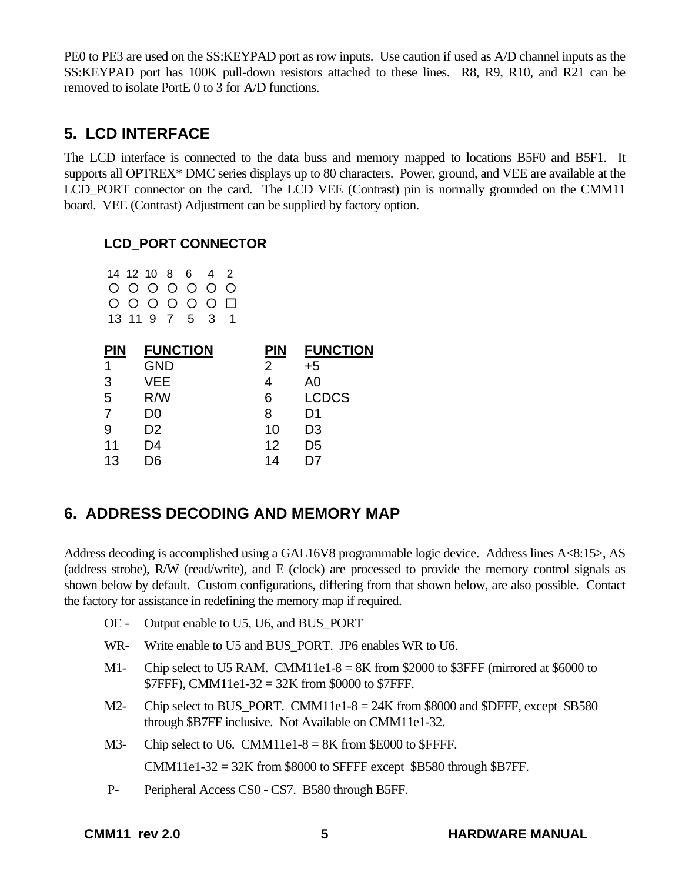PE0 to PE3 are used on the SS:KEYPAD port as row inputs. Use caution if used as A/D channel inputs as the SS:KEYPAD port has 100K pull-down resistors attached to these lines. R8, R9, R10, and R21 can be removed to isolate PortE 0 to 3 for A/D functions.

## 5. LCD INTERFACE

The LCD interface is connected to the data buss and memory mapped to locations B5F0 and B5F1. It supports all OPTREX* DMC series displays up to 80 characters. Power, ground, and VEE are available at the LCD_PORT connector on the card. The LCD VEE (Contrast) pin is normally grounded on the CMM11 board. VEE (Contrast) Adjustment can be supplied by factory option.

### LCD_PORT CONNECTOR

```
14  12  10   8   6   4   2
 O   O   O   O   O   O   O
 O   O   O   O   O   O   □
13  11   9   7   5   3   1
```

| PIN | FUNCTION | PIN | FUNCTION |
|---|---|---|---|
| 1 | GND | 2 | +5 |
| 3 | VEE | 4 | A0 |
| 5 | R/W | 6 | LCDCS |
| 7 | D0 | 8 | D1 |
| 9 | D2 | 10 | D3 |
| 11 | D4 | 12 | D5 |
| 13 | D6 | 14 | D7 |

## 6. ADDRESS DECODING AND MEMORY MAP

Address decoding is accomplished using a GAL16V8 programmable logic device. Address lines A<8:15>, AS (address strobe), R/W (read/write), and E (clock) are processed to provide the memory control signals as shown below by default. Custom configurations, differing from that shown below, are also possible. Contact the factory for assistance in redefining the memory map if required.

- OE - Output enable to U5, U6, and BUS_PORT
- WR- Write enable to U5 and BUS_PORT. JP6 enables WR to U6.
- M1- Chip select to U5 RAM. CMM11e1-8 = 8K from $2000 to $3FFF (mirrored at $6000 to $7FFF), CMM11e1-32 = 32K from $0000 to $7FFF.
- M2- Chip select to BUS_PORT. CMM11e1-8 = 24K from $8000 and $DFFF, except $B580 through $B7FF inclusive. Not Available on CMM11e1-32.
- M3- Chip select to U6. CMM11e1-8 = 8K from $E000 to $FFFF.

  CMM11e1-32 = 32K from $8000 to $FFFF except $B580 through $B7FF.
- P- Peripheral Access CS0 - CS7. B580 through B5FF.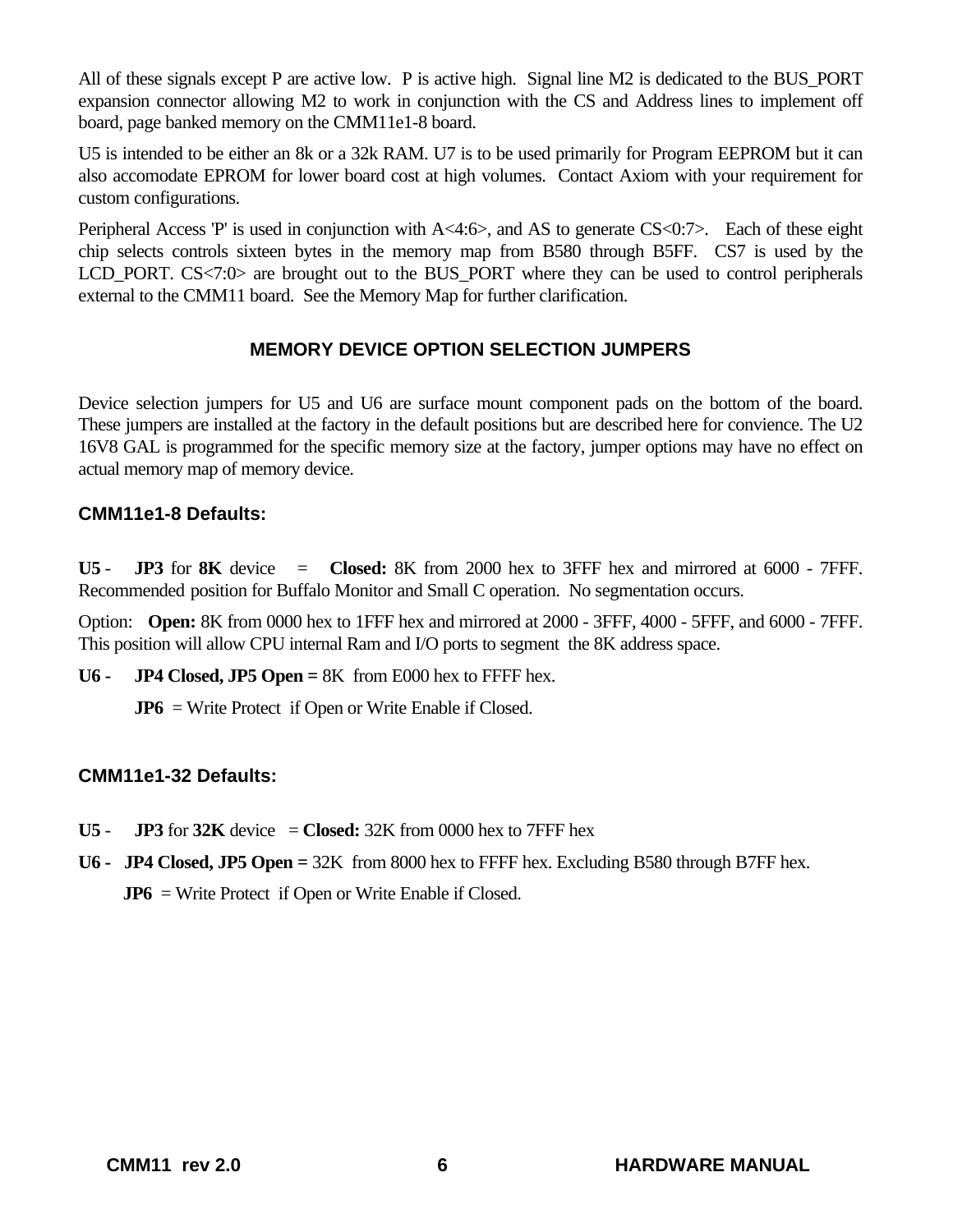All of these signals except P are active low. P is active high. Signal line M2 is dedicated to the BUS_PORT expansion connector allowing M2 to work in conjunction with the CS and Address lines to implement off board, page banked memory on the CMM11e1-8 board.

U5 is intended to be either an 8k or a 32k RAM. U7 is to be used primarily for Program EEPROM but it can also accomodate EPROM for lower board cost at high volumes. Contact Axiom with your requirement for custom configurations.

Peripheral Access 'P' is used in conjunction with A<4:6>, and AS to generate CS<0:7>. Each of these eight chip selects controls sixteen bytes in the memory map from B580 through B5FF. CS7 is used by the LCD_PORT. CS<7:0> are brought out to the BUS_PORT where they can be used to control peripherals external to the CMM11 board. See the Memory Map for further clarification.

## MEMORY DEVICE OPTION SELECTION JUMPERS

Device selection jumpers for U5 and U6 are surface mount component pads on the bottom of the board. These jumpers are installed at the factory in the default positions but are described here for convience. The U2 16V8 GAL is programmed for the specific memory size at the factory, jumper options may have no effect on actual memory map of memory device.

### CMM11e1-8 Defaults:

**U5** - **JP3** for **8K** device = **Closed:** 8K from 2000 hex to 3FFF hex and mirrored at 6000 - 7FFF. Recommended position for Buffalo Monitor and Small C operation. No segmentation occurs.

Option: **Open:** 8K from 0000 hex to 1FFF hex and mirrored at 2000 - 3FFF, 4000 - 5FFF, and 6000 - 7FFF. This position will allow CPU internal Ram and I/O ports to segment the 8K address space.

**U6 -** **JP4 Closed, JP5 Open =** 8K from E000 hex to FFFF hex.

**JP6** = Write Protect if Open or Write Enable if Closed.

### CMM11e1-32 Defaults:

**U5** - **JP3** for **32K** device = **Closed:** 32K from 0000 hex to 7FFF hex

**U6 -** **JP4 Closed, JP5 Open =** 32K from 8000 hex to FFFF hex. Excluding B580 through B7FF hex.

**JP6** = Write Protect if Open or Write Enable if Closed.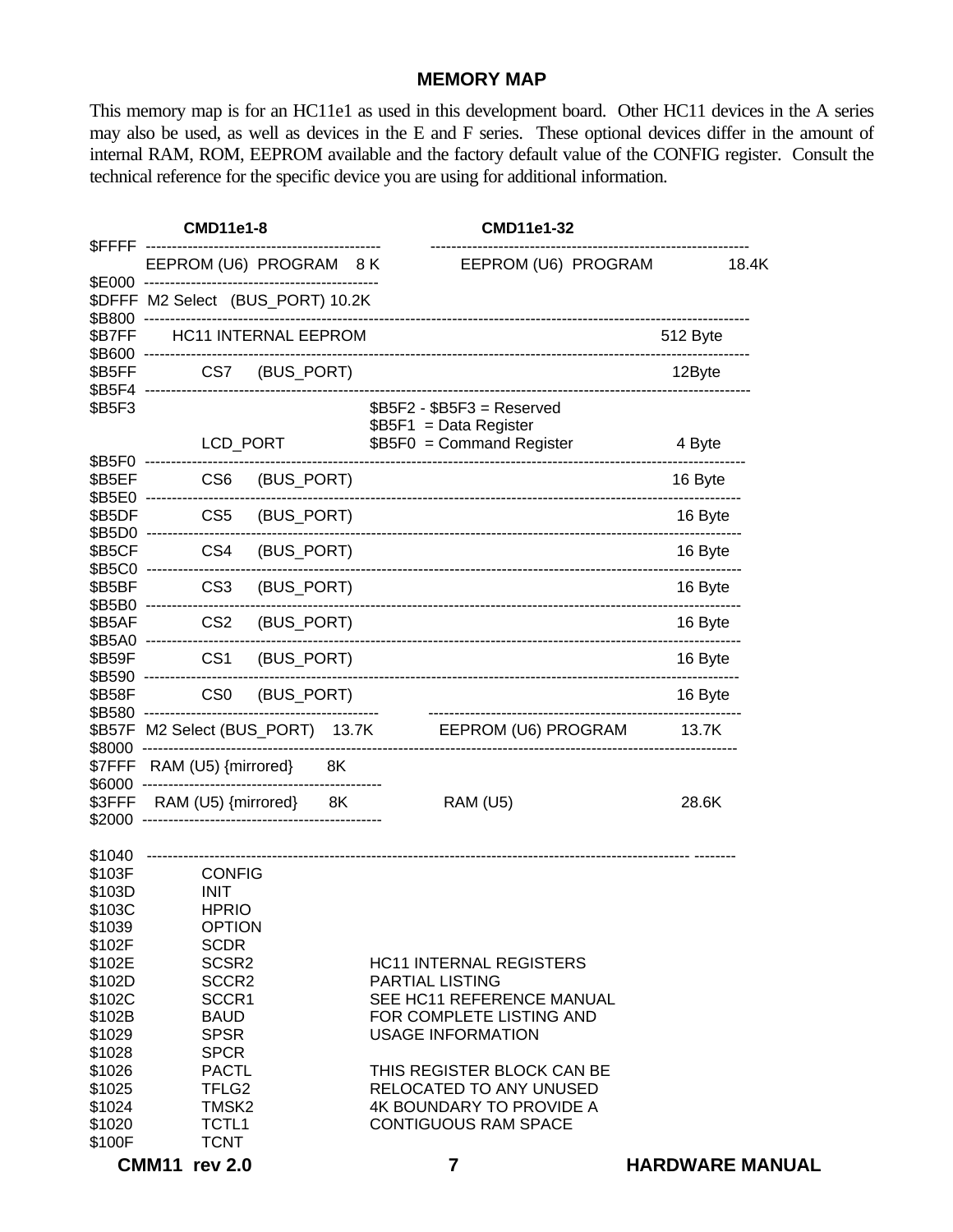## MEMORY MAP

This memory map is for an HC11e1 as used in this development board. Other HC11 devices in the A series may also be used, as well as devices in the E and F series. These optional devices differ in the amount of internal RAM, ROM, EEPROM available and the factory default value of the CONFIG register. Consult the technical reference for the specific device you are using for additional information.

| Address | CMD11e1-8 | | CMD11e1-32 | |
|---|---|---|---|---|
| $FFFF - $E000 | EEPROM (U6) PROGRAM | 8 K | EEPROM (U6) PROGRAM | 18.4K |
| $DFFF - $B800 | M2 Select (BUS_PORT) | 10.2K | | |
| $B7FF - $B600 | HC11 INTERNAL EEPROM | | | 512 Byte |
| $B5FF - $B5F4 | CS7 (BUS_PORT) | | | 12Byte |
| $B5F3 - $B5F0 | LCD_PORT | | $B5F2 - $B5F3 = Reserved<br>$B5F1 = Data Register<br>$B5F0 = Command Register | 4 Byte |
| $B5EF - $B5E0 | CS6 (BUS_PORT) | | | 16 Byte |
| $B5DF - $B5D0 | CS5 (BUS_PORT) | | | 16 Byte |
| $B5CF - $B5C0 | CS4 (BUS_PORT) | | | 16 Byte |
| $B5BF - $B5B0 | CS3 (BUS_PORT) | | | 16 Byte |
| $B5AF - $B5A0 | CS2 (BUS_PORT) | | | 16 Byte |
| $B59F - $B590 | CS1 (BUS_PORT) | | | 16 Byte |
| $B58F - $B580 | CS0 (BUS_PORT) | | | 16 Byte |
| $B57F - $8000 | M2 Select (BUS_PORT) | 13.7K | EEPROM (U6) PROGRAM | 13.7K |
| $7FFF - $6000 | RAM (U5) {mirrored} | 8K | | |
| $3FFF - $2000 | RAM (U5) {mirrored} | 8K | RAM (U5) | 28.6K |

$1040

| Address | Register |
|---|---|
| $103F | CONFIG |
| $103D | INIT |
| $103C | HPRIO |
| $1039 | OPTION |
| $102F | SCDR |
| $102E | SCSR2 |
| $102D | SCCR2 |
| $102C | SCCR1 |
| $102B | BAUD |
| $1029 | SPSR |
| $1028 | SPCR |
| $1026 | PACTL |
| $1025 | TFLG2 |
| $1024 | TMSK2 |
| $1020 | TCTL1 |
| $100F | TCNT |

HC11 INTERNAL REGISTERS
PARTIAL LISTING
SEE HC11 REFERENCE MANUAL
FOR COMPLETE LISTING AND
USAGE INFORMATION

THIS REGISTER BLOCK CAN BE
RELOCATED TO ANY UNUSED
4K BOUNDARY TO PROVIDE A
CONTIGUOUS RAM SPACE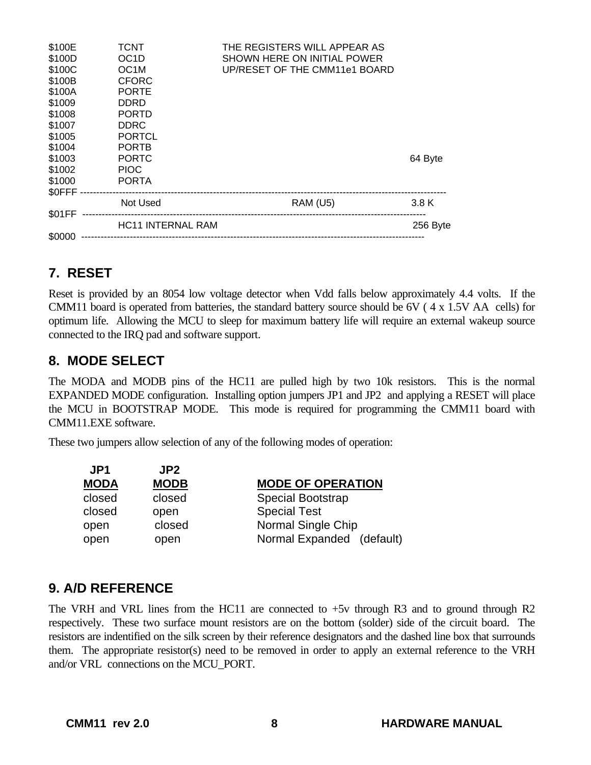```
$100E         TCNT                  THE REGISTERS WILL APPEAR AS
$100D         OC1D                  SHOWN HERE ON INITIAL POWER
$100C         OC1M                  UP/RESET OF THE CMM11e1 BOARD
$100B         CFORC
$100A         PORTE
$1009         DDRD
$1008         PORTD
$1007         DDRC
$1005         PORTCL
$1004         PORTB
$1003         PORTC                                                        64 Byte
$1002         PIOC
$1000         PORTA
$0FFF ------------------------------------------------------------------------------------
              Not Used                              RAM (U5)               3.8 K
$01FF ------------------------------------------------------------------------------------
              HC11 INTERNAL RAM                                            256 Byte
$0000 ------------------------------------------------------------------------------------
```

## 7. RESET

Reset is provided by an 8054 low voltage detector when Vdd falls below approximately 4.4 volts. If the CMM11 board is operated from batteries, the standard battery source should be 6V ( 4 x 1.5V AA cells) for optimum life. Allowing the MCU to sleep for maximum battery life will require an external wakeup source connected to the IRQ pad and software support.

## 8. MODE SELECT

The MODA and MODB pins of the HC11 are pulled high by two 10k resistors. This is the normal EXPANDED MODE configuration. Installing option jumpers JP1 and JP2 and applying a RESET will place the MCU in BOOTSTRAP MODE. This mode is required for programming the CMM11 board with CMM11.EXE software.

These two jumpers allow selection of any of the following modes of operation:

| JP1<br>MODA | JP2<br>MODB | MODE OF OPERATION |
|---|---|---|
| closed | closed | Special Bootstrap |
| closed | open | Special Test |
| open | closed | Normal Single Chip |
| open | open | Normal Expanded (default) |

## 9. A/D REFERENCE

The VRH and VRL lines from the HC11 are connected to +5v through R3 and to ground through R2 respectively. These two surface mount resistors are on the bottom (solder) side of the circuit board. The resistors are indentified on the silk screen by their reference designators and the dashed line box that surrounds them. The appropriate resistor(s) need to be removed in order to apply an external reference to the VRH and/or VRL connections on the MCU_PORT.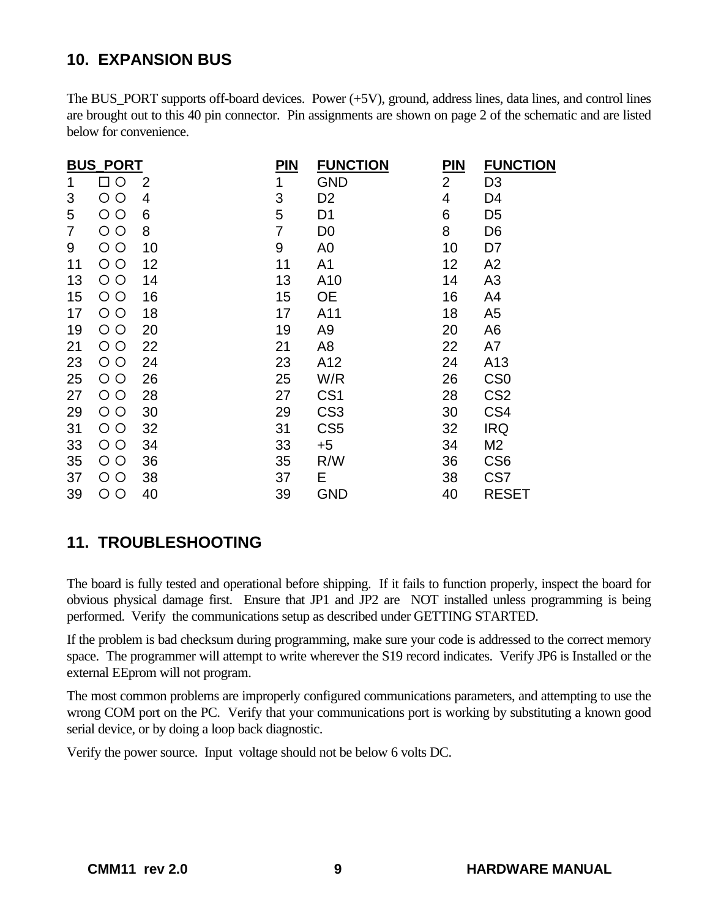## 10. EXPANSION BUS

The BUS_PORT supports off-board devices. Power (+5V), ground, address lines, data lines, and control lines are brought out to this 40 pin connector. Pin assignments are shown on page 2 of the schematic and are listed below for convenience.

| BUS_PORT | | | PIN | FUNCTION | PIN | FUNCTION |
|---|---|---|---|---|---|---|
| 1 | ☐ ○ | 2 | 1 | GND | 2 | D3 |
| 3 | ○ ○ | 4 | 3 | D2 | 4 | D4 |
| 5 | ○ ○ | 6 | 5 | D1 | 6 | D5 |
| 7 | ○ ○ | 8 | 7 | D0 | 8 | D6 |
| 9 | ○ ○ | 10 | 9 | A0 | 10 | D7 |
| 11 | ○ ○ | 12 | 11 | A1 | 12 | A2 |
| 13 | ○ ○ | 14 | 13 | A10 | 14 | A3 |
| 15 | ○ ○ | 16 | 15 | OE | 16 | A4 |
| 17 | ○ ○ | 18 | 17 | A11 | 18 | A5 |
| 19 | ○ ○ | 20 | 19 | A9 | 20 | A6 |
| 21 | ○ ○ | 22 | 21 | A8 | 22 | A7 |
| 23 | ○ ○ | 24 | 23 | A12 | 24 | A13 |
| 25 | ○ ○ | 26 | 25 | W/R | 26 | CS0 |
| 27 | ○ ○ | 28 | 27 | CS1 | 28 | CS2 |
| 29 | ○ ○ | 30 | 29 | CS3 | 30 | CS4 |
| 31 | ○ ○ | 32 | 31 | CS5 | 32 | IRQ |
| 33 | ○ ○ | 34 | 33 | +5 | 34 | M2 |
| 35 | ○ ○ | 36 | 35 | R/W | 36 | CS6 |
| 37 | ○ ○ | 38 | 37 | E | 38 | CS7 |
| 39 | ○ ○ | 40 | 39 | GND | 40 | RESET |

## 11. TROUBLESHOOTING

The board is fully tested and operational before shipping. If it fails to function properly, inspect the board for obvious physical damage first. Ensure that JP1 and JP2 are NOT installed unless programming is being performed. Verify the communications setup as described under GETTING STARTED.

If the problem is bad checksum during programming, make sure your code is addressed to the correct memory space. The programmer will attempt to write wherever the S19 record indicates. Verify JP6 is Installed or the external EEprom will not program.

The most common problems are improperly configured communications parameters, and attempting to use the wrong COM port on the PC. Verify that your communications port is working by substituting a known good serial device, or by doing a loop back diagnostic.

Verify the power source. Input voltage should not be below 6 volts DC.